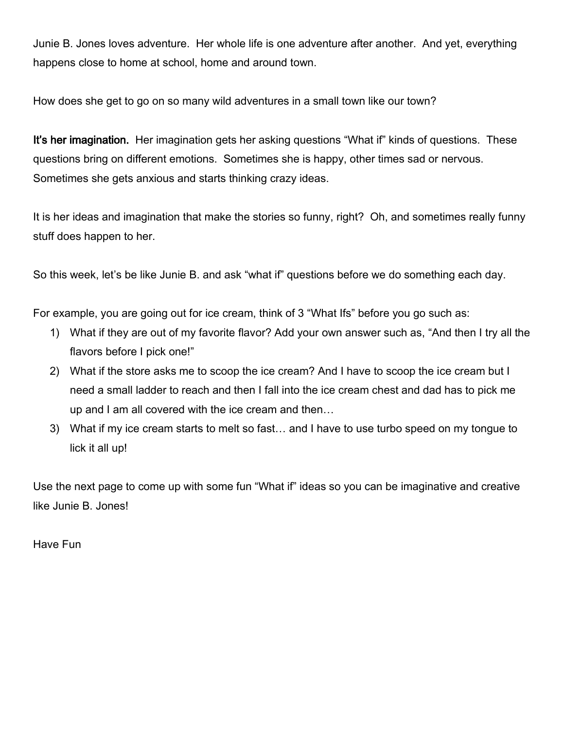Junie B. Jones loves adventure. Her whole life is one adventure after another. And yet, everything happens close to home at school, home and around town.

How does she get to go on so many wild adventures in a small town like our town?

**It's her imagination.** Her imagination gets her asking questions "What if" kinds of questions. These questions bring on different emotions. Sometimes she is happy, other times sad or nervous. Sometimes she gets anxious and starts thinking crazy ideas.

It is her ideas and imagination that make the stories so funny, right? Oh, and sometimes really funny stuff does happen to her.

So this week, let's be like Junie B. and ask "what if" questions before we do something each day.

For example, you are going out for ice cream, think of 3 "What Ifs" before you go such as:

1) What if they are out of my favorite flavor? Add your own answer such as, "And then I try all the flavors before I pick one!"
2) What if the store asks me to scoop the ice cream? And I have to scoop the ice cream but I need a small ladder to reach and then I fall into the ice cream chest and dad has to pick me up and I am all covered with the ice cream and then…
3) What if my ice cream starts to melt so fast… and I have to use turbo speed on my tongue to lick it all up!

Use the next page to come up with some fun "What if" ideas so you can be imaginative and creative like Junie B. Jones!

Have Fun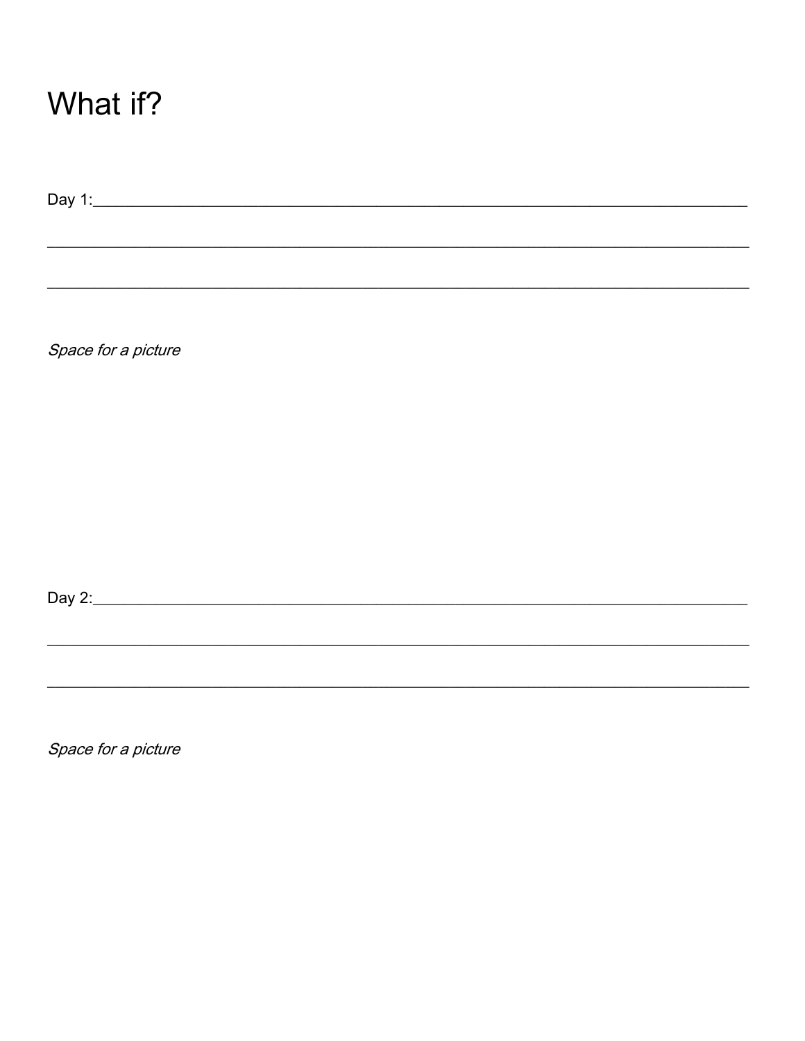# What if?

Day 1:_______________________________________________________________________________

_____________________________________________________________________________________

_____________________________________________________________________________________

*Space for a picture*

Day 2:_______________________________________________________________________________

_____________________________________________________________________________________

_____________________________________________________________________________________

*Space for a picture*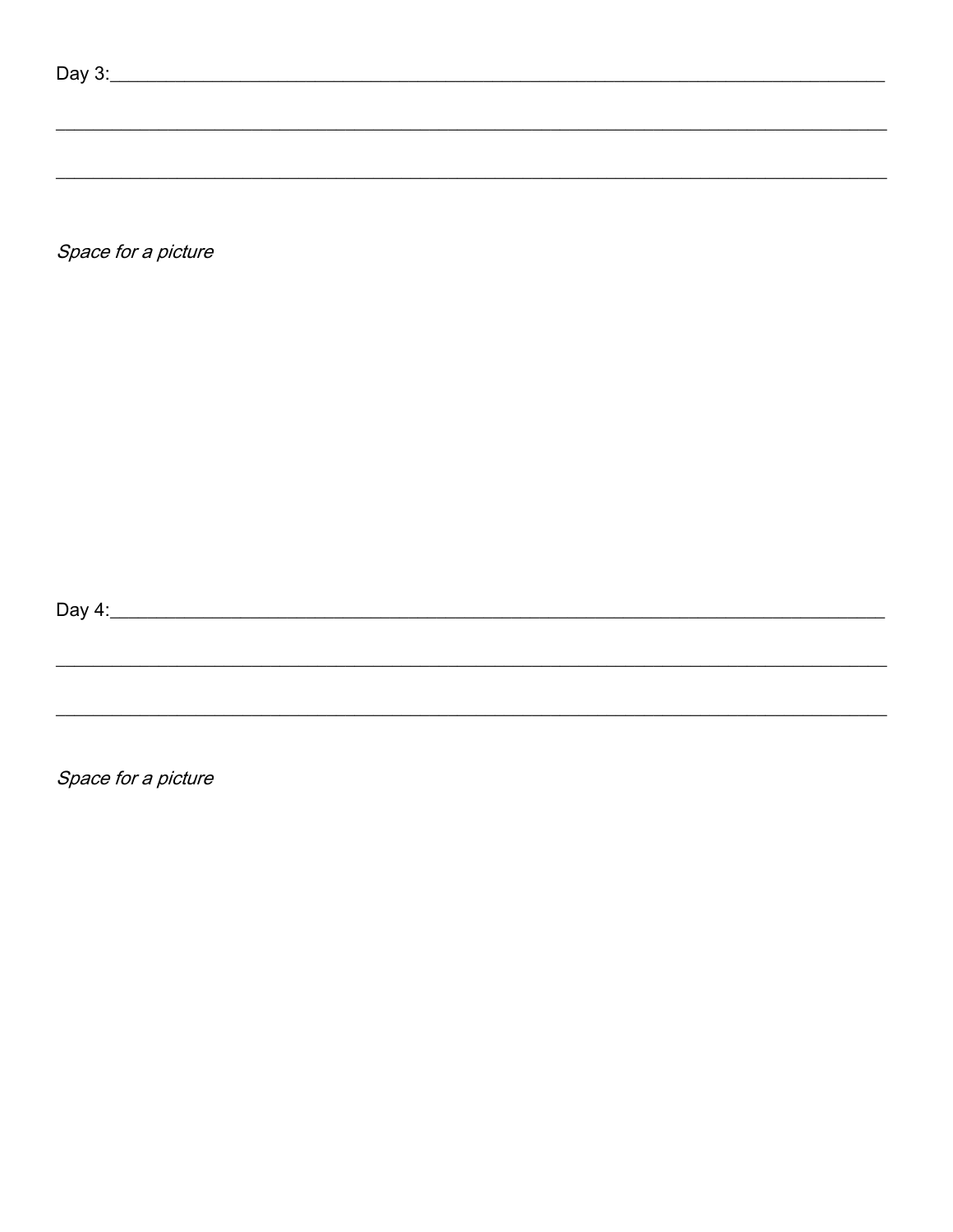Day 3:______________________________________________________________________________

________________________________________________________________________________

________________________________________________________________________________

*Space for a picture*

Day 4:______________________________________________________________________________

________________________________________________________________________________

________________________________________________________________________________

*Space for a picture*